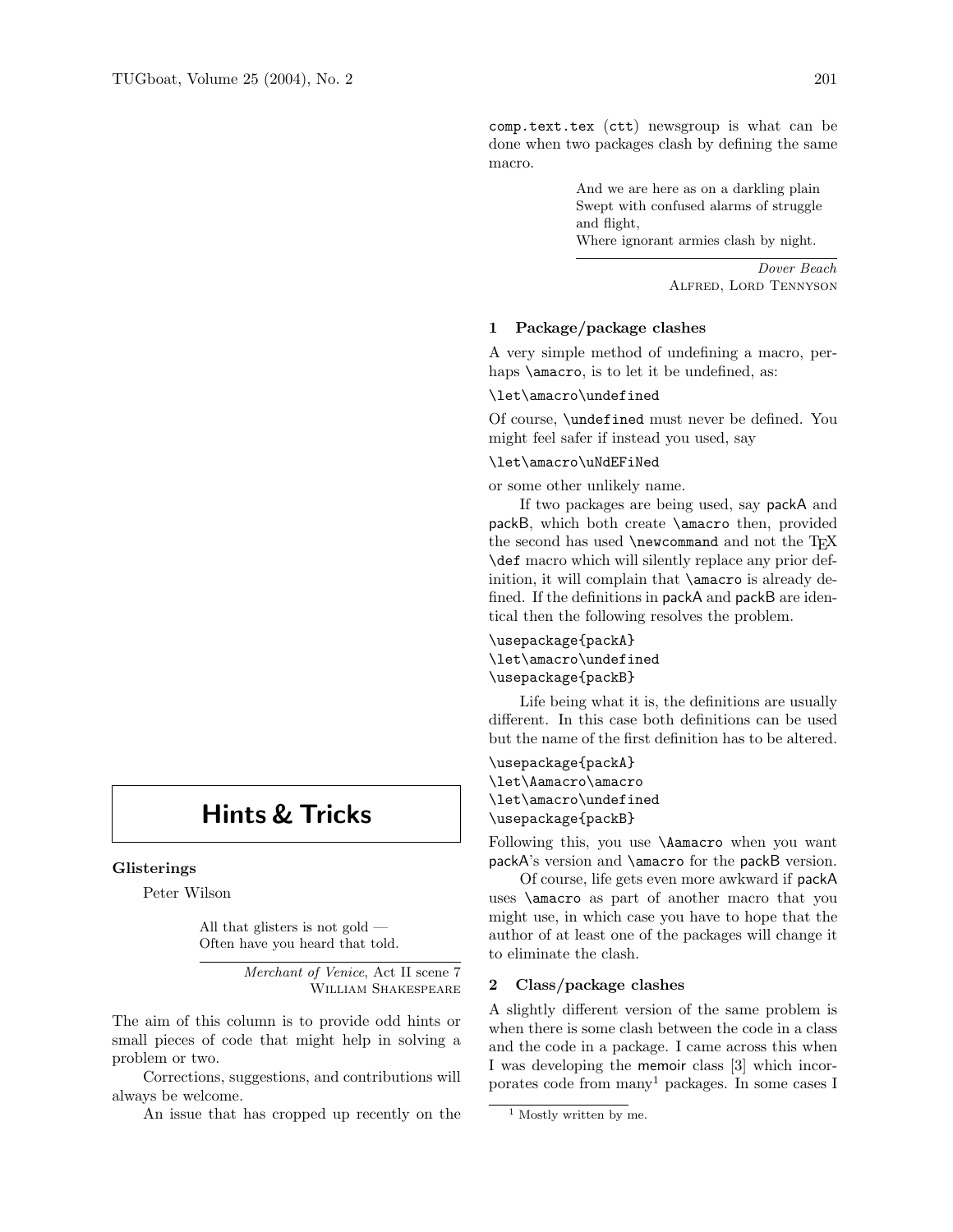# Hints & Tricks

## Glisterings

Peter Wilson

> All that glisters is not gold —
> Often have you heard that told.
>
> *Merchant of Venice*, Act II scene 7
> William Shakespeare

The aim of this column is to provide odd hints or small pieces of code that might help in solving a problem or two.

Corrections, suggestions, and contributions will always be welcome.

An issue that has cropped up recently on the `comp.text.tex` (`ctt`) newsgroup is what can be done when two packages clash by defining the same macro.

> And we are here as on a darkling plain
> Swept with confused alarms of struggle and flight,
> Where ignorant armies clash by night.
>
> *Dover Beach*
> Alfred, Lord Tennyson

### 1 Package/package clashes

A very simple method of undefining a macro, perhaps `\amacro`, is to let it be undefined, as:

```
\let\amacro\undefined
```

Of course, `\undefined` must never be defined. You might feel safer if instead you used, say

```
\let\amacro\uNdEFiNed
```

or some other unlikely name.

If two packages are being used, say packA and packB, which both create `\amacro` then, provided the second has used `\newcommand` and not the TeX `\def` macro which will silently replace any prior definition, it will complain that `\amacro` is already defined. If the definitions in packA and packB are identical then the following resolves the problem.

```
\usepackage{packA}
\let\amacro\undefined
\usepackage{packB}
```

Life being what it is, the definitions are usually different. In this case both definitions can be used but the name of the first definition has to be altered.

```
\usepackage{packA}
\let\Aamacro\amacro
\let\amacro\undefined
\usepackage{packB}
```

Following this, you use `\Aamacro` when you want packA's version and `\amacro` for the packB version.

Of course, life gets even more awkward if packA uses `\amacro` as part of another macro that you might use, in which case you have to hope that the author of at least one of the packages will change it to eliminate the clash.

### 2 Class/package clashes

A slightly different version of the same problem is when there is some clash between the code in a class and the code in a package. I came across this when I was developing the memoir class [3] which incorporates code from many[1] packages. In some cases I

[1] Mostly written by me.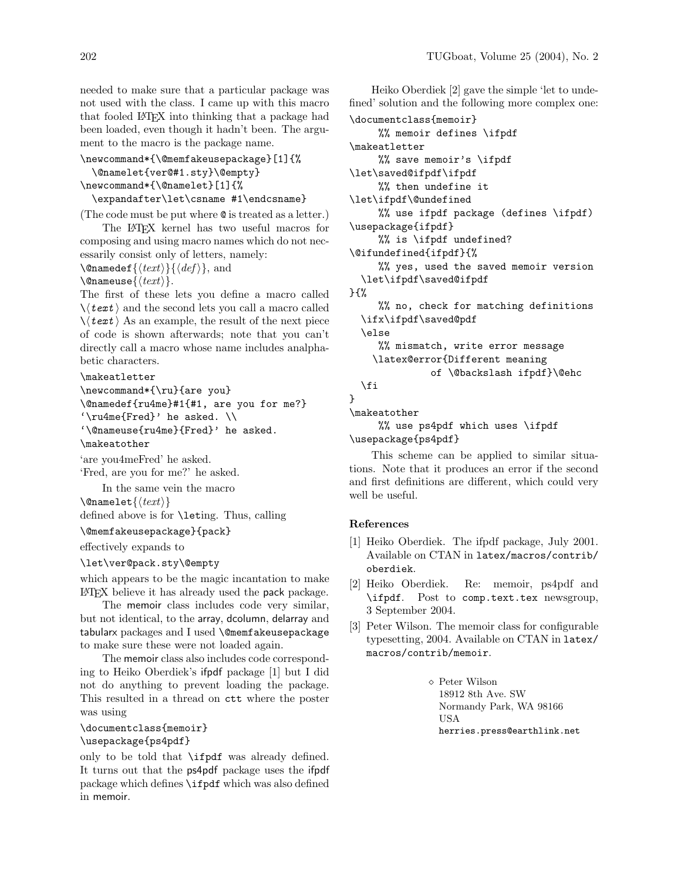needed to make sure that a particular package was not used with the class. I came up with this macro that fooled LaTeX into thinking that a package had been loaded, even though it hadn't been. The argument to the macro is the package name.

```
\newcommand*{\@memfakeusepackage}[1]{%
  \@namelet{ver@#1.sty}\@empty}
\newcommand*{\@namelet}[1]{%
  \expandafter\let\csname #1\endcsname}
```

(The code must be put where @ is treated as a letter.)

The LaTeX kernel has two useful macros for composing and using macro names which do not necessarily consist only of letters, namely:

`\@namedef{⟨text⟩}{⟨def⟩}`, and
`\@nameuse{⟨text⟩}`.

The first of these lets you define a macro called `\⟨text⟩` and the second lets you call a macro called `\⟨text⟩` As an example, the result of the next piece of code is shown afterwards; note that you can't directly call a macro whose name includes analphabetic characters.

```
\makeatletter
\newcommand*{\ru}{are you}
\@namedef{ru4me}#1{#1, are you for me?}
`\ru4me{Fred}' he asked. \\
`\@nameuse{ru4me}{Fred}' he asked.
\makeatother
```

'are you4meFred' he asked.
'Fred, are you for me?' he asked.

In the same vein the macro

`\@namelet{⟨text⟩}`

defined above is for `\let`ing. Thus, calling

`\@memfakeusepackage}{pack}`

effectively expands to

`\let\ver@pack.sty\@empty`

which appears to be the magic incantation to make LaTeX believe it has already used the pack package.

The memoir class includes code very similar, but not identical, to the array, dcolumn, delarray and tabularx packages and I used `\@memfakeusepackage` to make sure these were not loaded again.

The memoir class also includes code corresponding to Heiko Oberdiek's ifpdf package [1] but I did not do anything to prevent loading the package. This resulted in a thread on ctt where the poster was using

```
\documentclass{memoir}
\usepackage{ps4pdf}
```

only to be told that `\ifpdf` was already defined. It turns out that the ps4pdf package uses the ifpdf package which defines `\ifpdf` which was also defined in memoir.

Heiko Oberdiek [2] gave the simple 'let to undefined' solution and the following more complex one:

```
\documentclass{memoir}
     %% memoir defines \ifpdf
\makeatletter
     %% save memoir's \ifpdf
\let\saved@ifpdf\ifpdf
     %% then undefine it
\let\ifpdf\@undefined
     %% use ifpdf package (defines \ifpdf)
\usepackage{ifpdf}
     %% is \ifpdf undefined?
\@ifundefined{ifpdf}{%
     %% yes, used the saved memoir version
  \let\ifpdf\saved@ifpdf
}{%
     %% no, check for matching definitions
  \ifx\ifpdf\saved@pdf
  \else
     %% mismatch, write error message
    \latex@error{Different meaning
             of \@backslash ifpdf}\@ehc
  \fi
}
\makeatother
     %% use ps4pdf which uses \ifpdf
\usepackage{ps4pdf}
```

This scheme can be applied to similar situations. Note that it produces an error if the second and first definitions are different, which could very well be useful.

## References

[1] Heiko Oberdiek. The ifpdf package, July 2001. Available on CTAN in `latex/macros/contrib/oberdiek`.

[2] Heiko Oberdiek. Re: memoir, ps4pdf and `\ifpdf`. Post to `comp.text.tex` newsgroup, 3 September 2004.

[3] Peter Wilson. The memoir class for configurable typesetting, 2004. Available on CTAN in `latex/macros/contrib/memoir`.

⋄ Peter Wilson
18912 8th Ave. SW
Normandy Park, WA 98166
USA
herries.press@earthlink.net